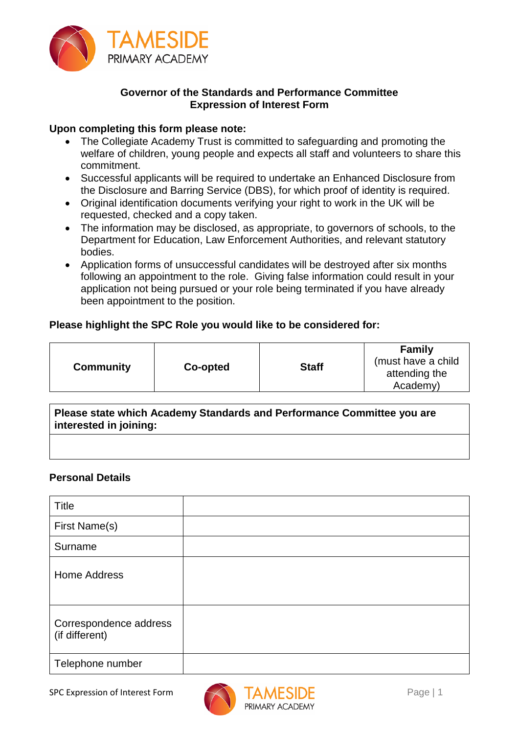TAMESIDE
PRIMARY ACADEMY

**Governor of the Standards and Performance Committee**
**Expression of Interest Form**

**Upon completing this form please note:**

- The Collegiate Academy Trust is committed to safeguarding and promoting the welfare of children, young people and expects all staff and volunteers to share this commitment.
- Successful applicants will be required to undertake an Enhanced Disclosure from the Disclosure and Barring Service (DBS), for which proof of identity is required.
- Original identification documents verifying your right to work in the UK will be requested, checked and a copy taken.
- The information may be disclosed, as appropriate, to governors of schools, to the Department for Education, Law Enforcement Authorities, and relevant statutory bodies.
- Application forms of unsuccessful candidates will be destroyed after six months following an appointment to the role. Giving false information could result in your application not being pursued or your role being terminated if you have already been appointment to the position.

**Please highlight the SPC Role you would like to be considered for:**

| **Community** | **Co-opted** | **Staff** | **Family** (must have a child attending the Academy) |
|---|---|---|---|

| **Please state which Academy Standards and Performance Committee you are interested in joining:** |
|---|
| |

**Personal Details**

| Title | |
|---|---|
| First Name(s) | |
| Surname | |
| Home Address | |
| Correspondence address (if different) | |
| Telephone number | |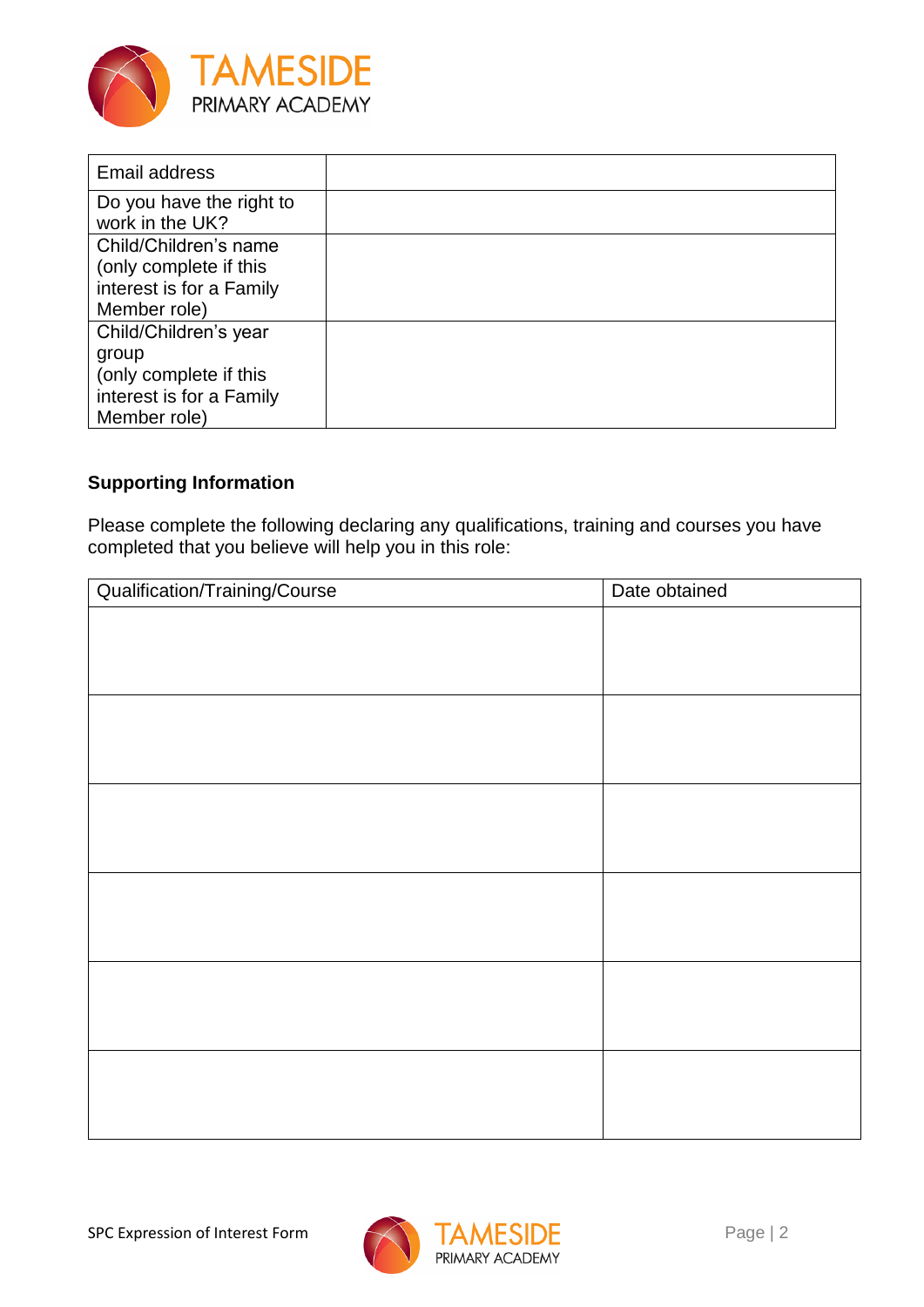| | |
|---|---|
| Email address | |
| Do you have the right to work in the UK? | |
| Child/Children's name (only complete if this interest is for a Family Member role) | |
| Child/Children's year group (only complete if this interest is for a Family Member role) | |

**Supporting Information**

Please complete the following declaring any qualifications, training and courses you have completed that you believe will help you in this role:

| Qualification/Training/Course | Date obtained |
|---|---|
| | |
| | |
| | |
| | |
| | |
| | |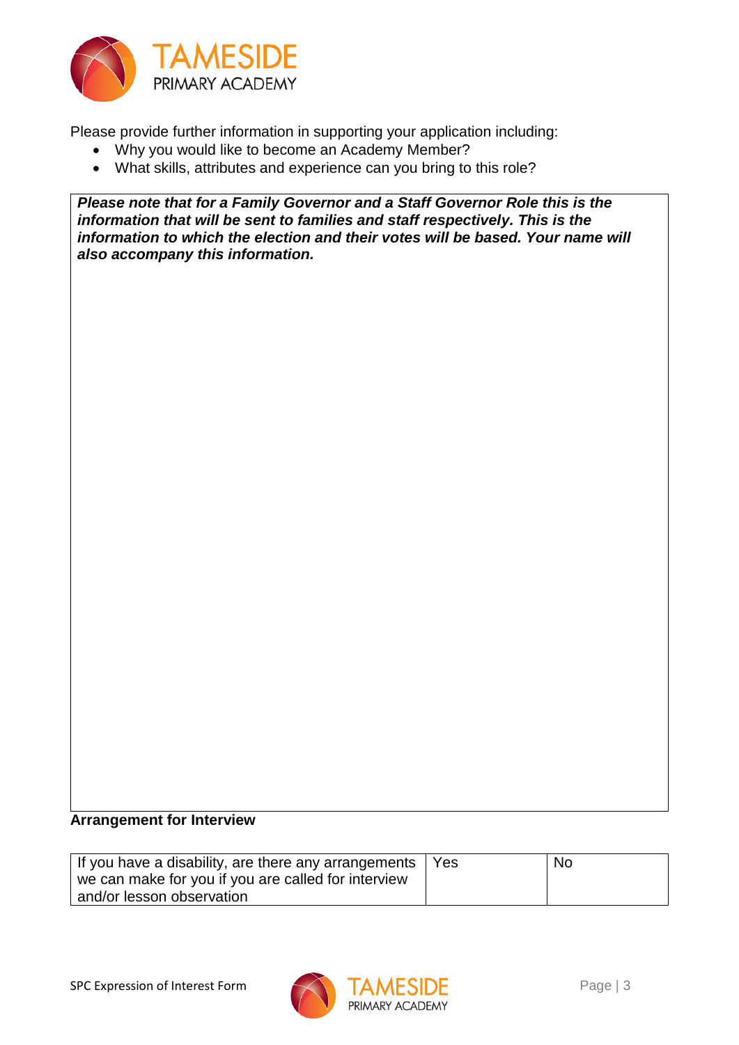Please provide further information in supporting your application including:

- Why you would like to become an Academy Member?
- What skills, attributes and experience can you bring to this role?

| ***Please note that for a Family Governor and a Staff Governor Role this is the information that will be sent to families and staff respectively. This is the information to which the election and their votes will be based. Your name will also accompany this information.*** |
| --- |
| |

**Arrangement for Interview**

| If you have a disability, are there any arrangements we can make for you if you are called for interview and/or lesson observation | Yes | No |
| --- | --- | --- |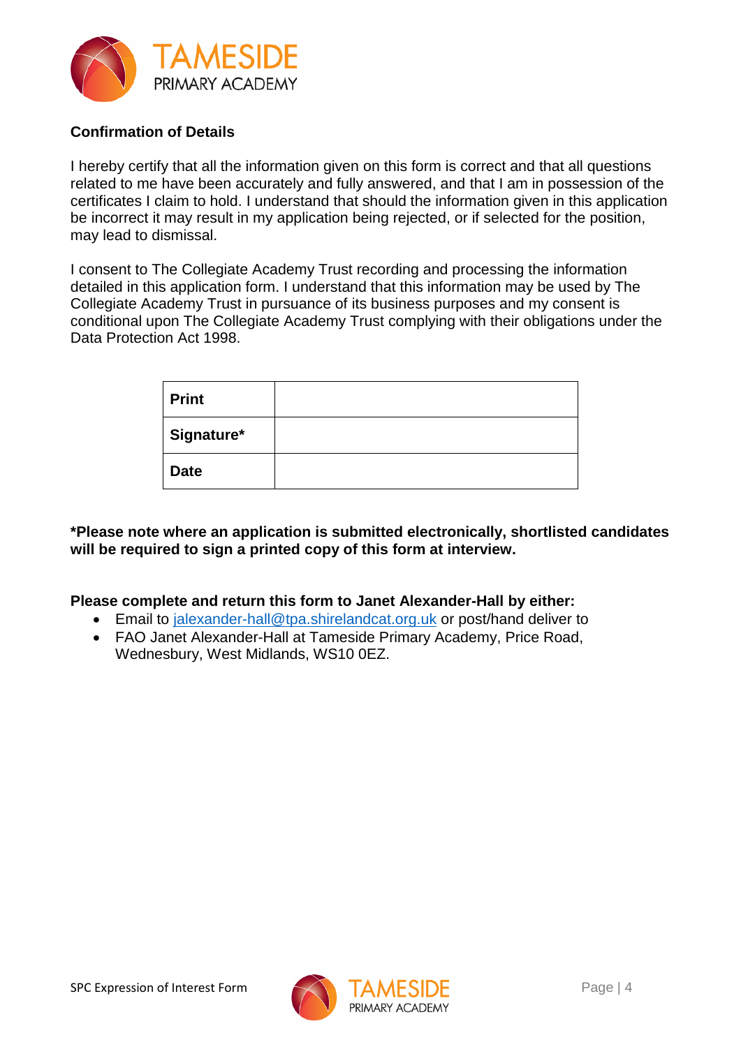**Confirmation of Details**

I hereby certify that all the information given on this form is correct and that all questions related to me have been accurately and fully answered, and that I am in possession of the certificates I claim to hold. I understand that should the information given in this application be incorrect it may result in my application being rejected, or if selected for the position, may lead to dismissal.

I consent to The Collegiate Academy Trust recording and processing the information detailed in this application form. I understand that this information may be used by The Collegiate Academy Trust in pursuance of its business purposes and my consent is conditional upon The Collegiate Academy Trust complying with their obligations under the Data Protection Act 1998.

| | |
|---|---|
| **Print** | |
| **Signature*** | |
| **Date** | |

***Please note where an application is submitted electronically, shortlisted candidates will be required to sign a printed copy of this form at interview.**

**Please complete and return this form to Janet Alexander-Hall by either:**

- Email to jalexander-hall@tpa.shirelandcat.org.uk or post/hand deliver to
- FAO Janet Alexander-Hall at Tameside Primary Academy, Price Road, Wednesbury, West Midlands, WS10 0EZ.